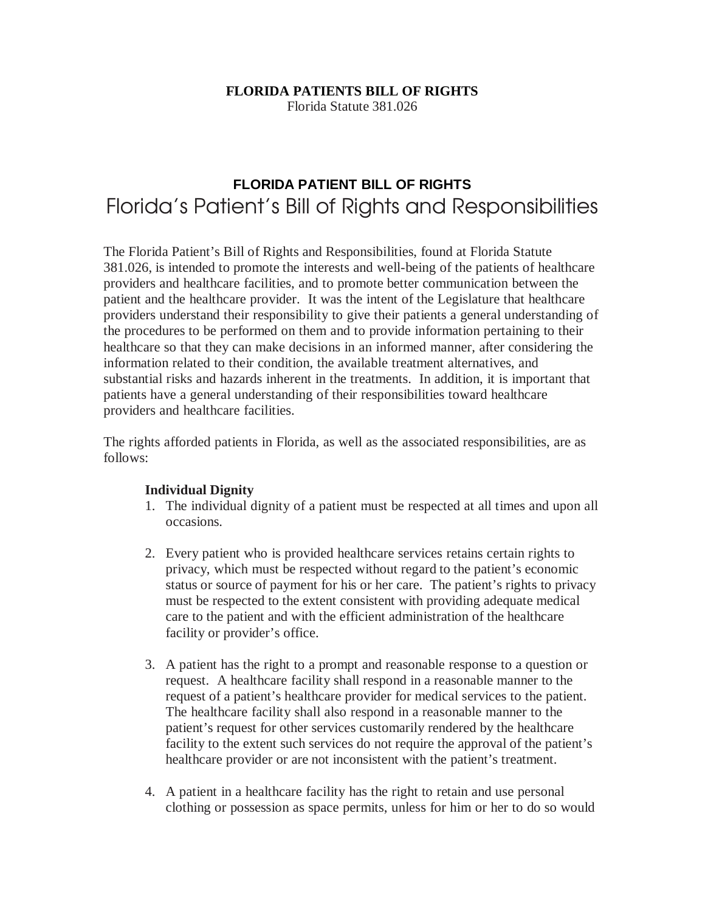# FLORIDA PATIENTS BILL OF RIGHTS

Florida Statute 381.026

## FLORIDA PATIENT BILL OF RIGHTS

## Florida's Patient's Bill of Rights and Responsibilities

The Florida Patient's Bill of Rights and Responsibilities, found at Florida Statute 381.026, is intended to promote the interests and well-being of the patients of healthcare providers and healthcare facilities, and to promote better communication between the patient and the healthcare provider. It was the intent of the Legislature that healthcare providers understand their responsibility to give their patients a general understanding of the procedures to be performed on them and to provide information pertaining to their healthcare so that they can make decisions in an informed manner, after considering the information related to their condition, the available treatment alternatives, and substantial risks and hazards inherent in the treatments. In addition, it is important that patients have a general understanding of their responsibilities toward healthcare providers and healthcare facilities.

The rights afforded patients in Florida, as well as the associated responsibilities, are as follows:

**Individual Dignity**

1. The individual dignity of a patient must be respected at all times and upon all occasions.

2. Every patient who is provided healthcare services retains certain rights to privacy, which must be respected without regard to the patient's economic status or source of payment for his or her care. The patient's rights to privacy must be respected to the extent consistent with providing adequate medical care to the patient and with the efficient administration of the healthcare facility or provider's office.

3. A patient has the right to a prompt and reasonable response to a question or request. A healthcare facility shall respond in a reasonable manner to the request of a patient's healthcare provider for medical services to the patient. The healthcare facility shall also respond in a reasonable manner to the patient's request for other services customarily rendered by the healthcare facility to the extent such services do not require the approval of the patient's healthcare provider or are not inconsistent with the patient's treatment.

4. A patient in a healthcare facility has the right to retain and use personal clothing or possession as space permits, unless for him or her to do so would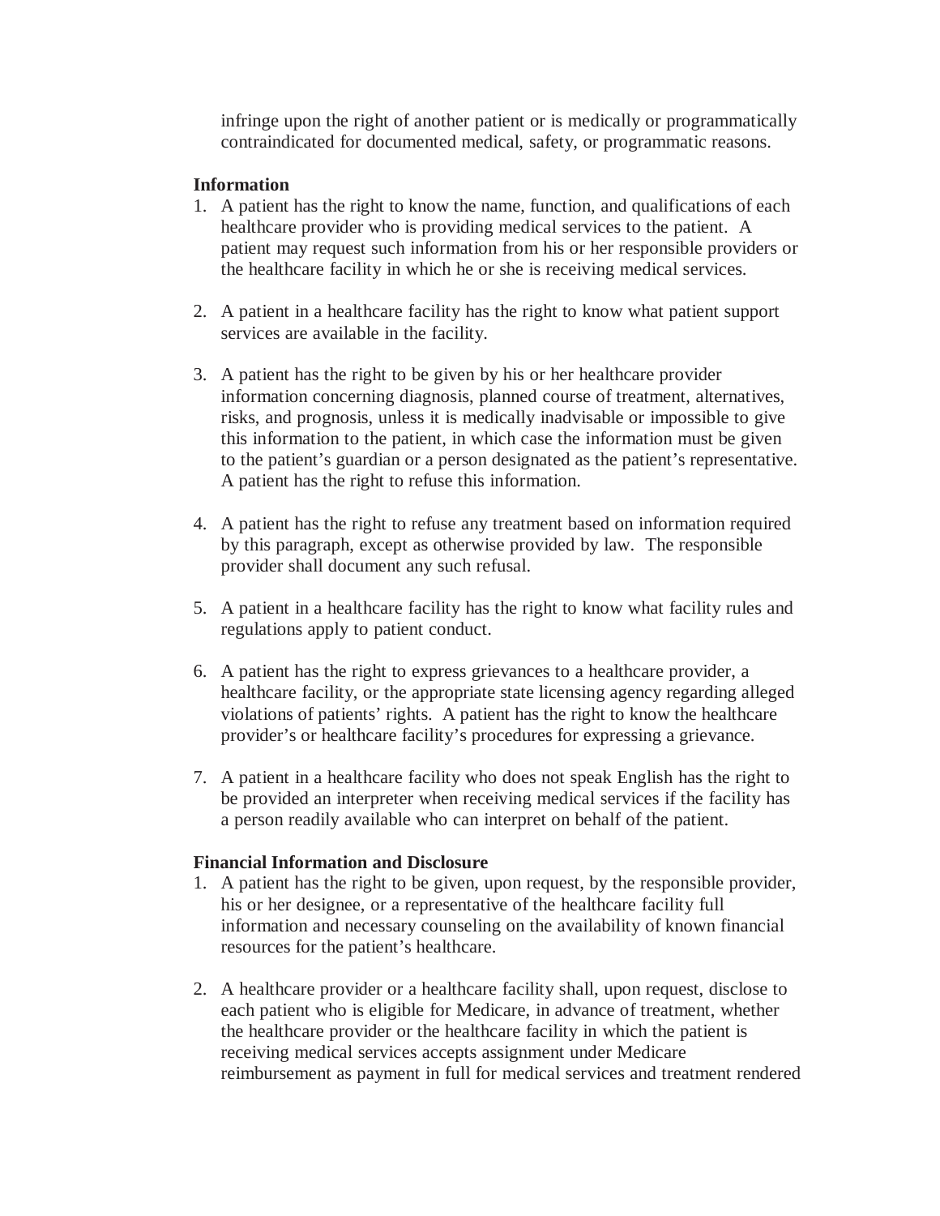infringe upon the right of another patient or is medically or programmatically contraindicated for documented medical, safety, or programmatic reasons.

**Information**

1. A patient has the right to know the name, function, and qualifications of each healthcare provider who is providing medical services to the patient. A patient may request such information from his or her responsible providers or the healthcare facility in which he or she is receiving medical services.

2. A patient in a healthcare facility has the right to know what patient support services are available in the facility.

3. A patient has the right to be given by his or her healthcare provider information concerning diagnosis, planned course of treatment, alternatives, risks, and prognosis, unless it is medically inadvisable or impossible to give this information to the patient, in which case the information must be given to the patient's guardian or a person designated as the patient's representative. A patient has the right to refuse this information.

4. A patient has the right to refuse any treatment based on information required by this paragraph, except as otherwise provided by law. The responsible provider shall document any such refusal.

5. A patient in a healthcare facility has the right to know what facility rules and regulations apply to patient conduct.

6. A patient has the right to express grievances to a healthcare provider, a healthcare facility, or the appropriate state licensing agency regarding alleged violations of patients' rights. A patient has the right to know the healthcare provider's or healthcare facility's procedures for expressing a grievance.

7. A patient in a healthcare facility who does not speak English has the right to be provided an interpreter when receiving medical services if the facility has a person readily available who can interpret on behalf of the patient.

**Financial Information and Disclosure**

1. A patient has the right to be given, upon request, by the responsible provider, his or her designee, or a representative of the healthcare facility full information and necessary counseling on the availability of known financial resources for the patient's healthcare.

2. A healthcare provider or a healthcare facility shall, upon request, disclose to each patient who is eligible for Medicare, in advance of treatment, whether the healthcare provider or the healthcare facility in which the patient is receiving medical services accepts assignment under Medicare reimbursement as payment in full for medical services and treatment rendered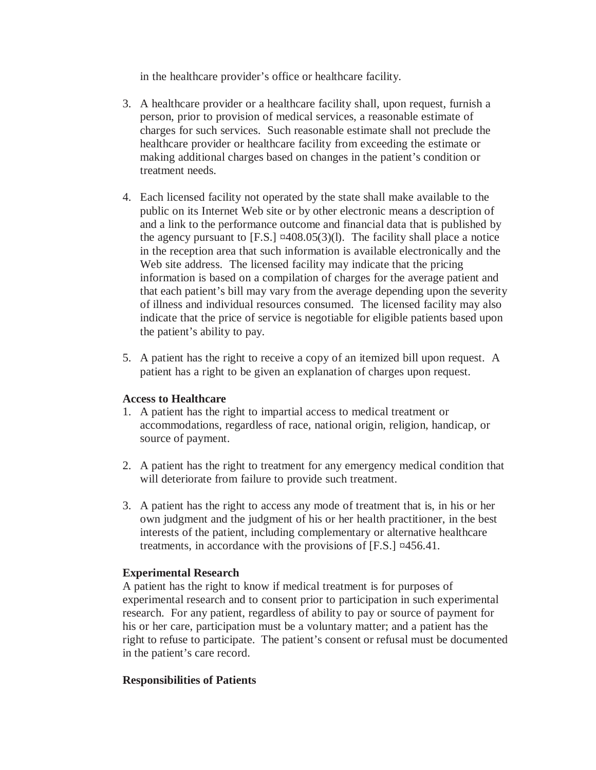in the healthcare provider's office or healthcare facility.

3. A healthcare provider or a healthcare facility shall, upon request, furnish a person, prior to provision of medical services, a reasonable estimate of charges for such services. Such reasonable estimate shall not preclude the healthcare provider or healthcare facility from exceeding the estimate or making additional charges based on changes in the patient's condition or treatment needs.

4. Each licensed facility not operated by the state shall make available to the public on its Internet Web site or by other electronic means a description of and a link to the performance outcome and financial data that is published by the agency pursuant to [F.S.] ¤408.05(3)(l). The facility shall place a notice in the reception area that such information is available electronically and the Web site address. The licensed facility may indicate that the pricing information is based on a compilation of charges for the average patient and that each patient's bill may vary from the average depending upon the severity of illness and individual resources consumed. The licensed facility may also indicate that the price of service is negotiable for eligible patients based upon the patient's ability to pay.

5. A patient has the right to receive a copy of an itemized bill upon request. A patient has a right to be given an explanation of charges upon request.

**Access to Healthcare**

1. A patient has the right to impartial access to medical treatment or accommodations, regardless of race, national origin, religion, handicap, or source of payment.

2. A patient has the right to treatment for any emergency medical condition that will deteriorate from failure to provide such treatment.

3. A patient has the right to access any mode of treatment that is, in his or her own judgment and the judgment of his or her health practitioner, in the best interests of the patient, including complementary or alternative healthcare treatments, in accordance with the provisions of [F.S.] ¤456.41.

**Experimental Research**

A patient has the right to know if medical treatment is for purposes of experimental research and to consent prior to participation in such experimental research. For any patient, regardless of ability to pay or source of payment for his or her care, participation must be a voluntary matter; and a patient has the right to refuse to participate. The patient's consent or refusal must be documented in the patient's care record.

**Responsibilities of Patients**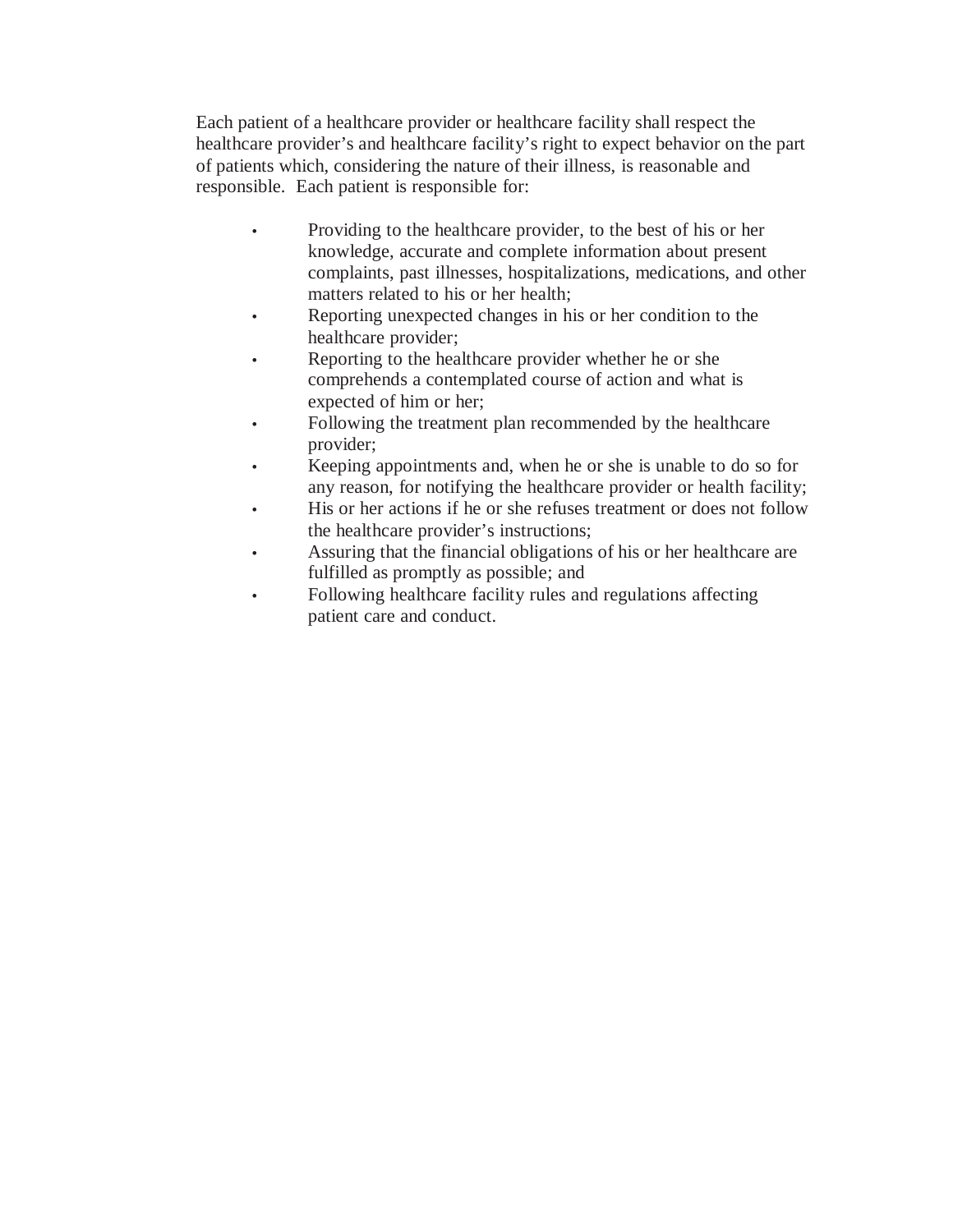Each patient of a healthcare provider or healthcare facility shall respect the healthcare provider's and healthcare facility's right to expect behavior on the part of patients which, considering the nature of their illness, is reasonable and responsible. Each patient is responsible for:

- Providing to the healthcare provider, to the best of his or her knowledge, accurate and complete information about present complaints, past illnesses, hospitalizations, medications, and other matters related to his or her health;
- Reporting unexpected changes in his or her condition to the healthcare provider;
- Reporting to the healthcare provider whether he or she comprehends a contemplated course of action and what is expected of him or her;
- Following the treatment plan recommended by the healthcare provider;
- Keeping appointments and, when he or she is unable to do so for any reason, for notifying the healthcare provider or health facility;
- His or her actions if he or she refuses treatment or does not follow the healthcare provider's instructions;
- Assuring that the financial obligations of his or her healthcare are fulfilled as promptly as possible; and
- Following healthcare facility rules and regulations affecting patient care and conduct.